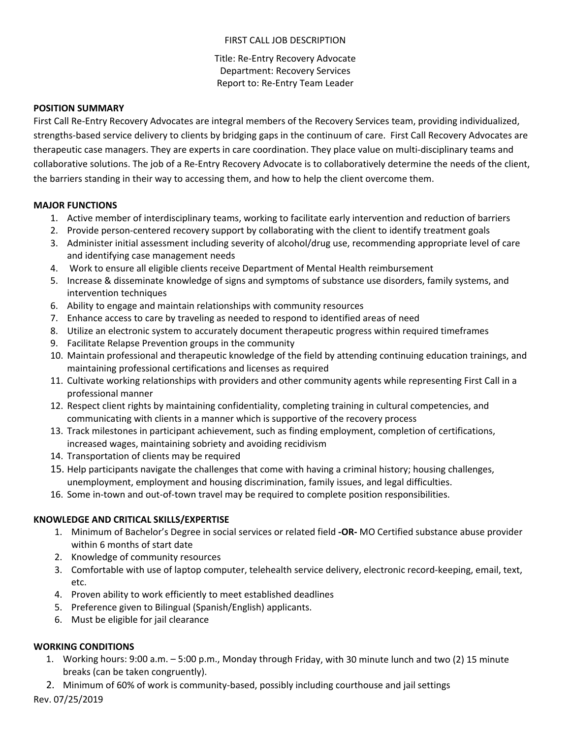FIRST CALL JOB DESCRIPTION

Title: Re-Entry Recovery Advocate
Department: Recovery Services
Report to: Re-Entry Team Leader

**POSITION SUMMARY**

First Call Re-Entry Recovery Advocates are integral members of the Recovery Services team, providing individualized, strengths-based service delivery to clients by bridging gaps in the continuum of care. First Call Recovery Advocates are therapeutic case managers. They are experts in care coordination. They place value on multi-disciplinary teams and collaborative solutions. The job of a Re-Entry Recovery Advocate is to collaboratively determine the needs of the client, the barriers standing in their way to accessing them, and how to help the client overcome them.

**MAJOR FUNCTIONS**

1. Active member of interdisciplinary teams, working to facilitate early intervention and reduction of barriers
2. Provide person-centered recovery support by collaborating with the client to identify treatment goals
3. Administer initial assessment including severity of alcohol/drug use, recommending appropriate level of care and identifying case management needs
4. Work to ensure all eligible clients receive Department of Mental Health reimbursement
5. Increase & disseminate knowledge of signs and symptoms of substance use disorders, family systems, and intervention techniques
6. Ability to engage and maintain relationships with community resources
7. Enhance access to care by traveling as needed to respond to identified areas of need
8. Utilize an electronic system to accurately document therapeutic progress within required timeframes
9. Facilitate Relapse Prevention groups in the community
10. Maintain professional and therapeutic knowledge of the field by attending continuing education trainings, and maintaining professional certifications and licenses as required
11. Cultivate working relationships with providers and other community agents while representing First Call in a professional manner
12. Respect client rights by maintaining confidentiality, completing training in cultural competencies, and communicating with clients in a manner which is supportive of the recovery process
13. Track milestones in participant achievement, such as finding employment, completion of certifications, increased wages, maintaining sobriety and avoiding recidivism
14. Transportation of clients may be required
15. Help participants navigate the challenges that come with having a criminal history; housing challenges, unemployment, employment and housing discrimination, family issues, and legal difficulties.
16. Some in-town and out-of-town travel may be required to complete position responsibilities.

**KNOWLEDGE AND CRITICAL SKILLS/EXPERTISE**

1. Minimum of Bachelor's Degree in social services or related field **-OR-** MO Certified substance abuse provider within 6 months of start date
2. Knowledge of community resources
3. Comfortable with use of laptop computer, telehealth service delivery, electronic record-keeping, email, text, etc.
4. Proven ability to work efficiently to meet established deadlines
5. Preference given to Bilingual (Spanish/English) applicants.
6. Must be eligible for jail clearance

**WORKING CONDITIONS**

1. Working hours: 9:00 a.m. – 5:00 p.m., Monday through Friday, with 30 minute lunch and two (2) 15 minute breaks (can be taken congruently).
2. Minimum of 60% of work is community-based, possibly including courthouse and jail settings

Rev. 07/25/2019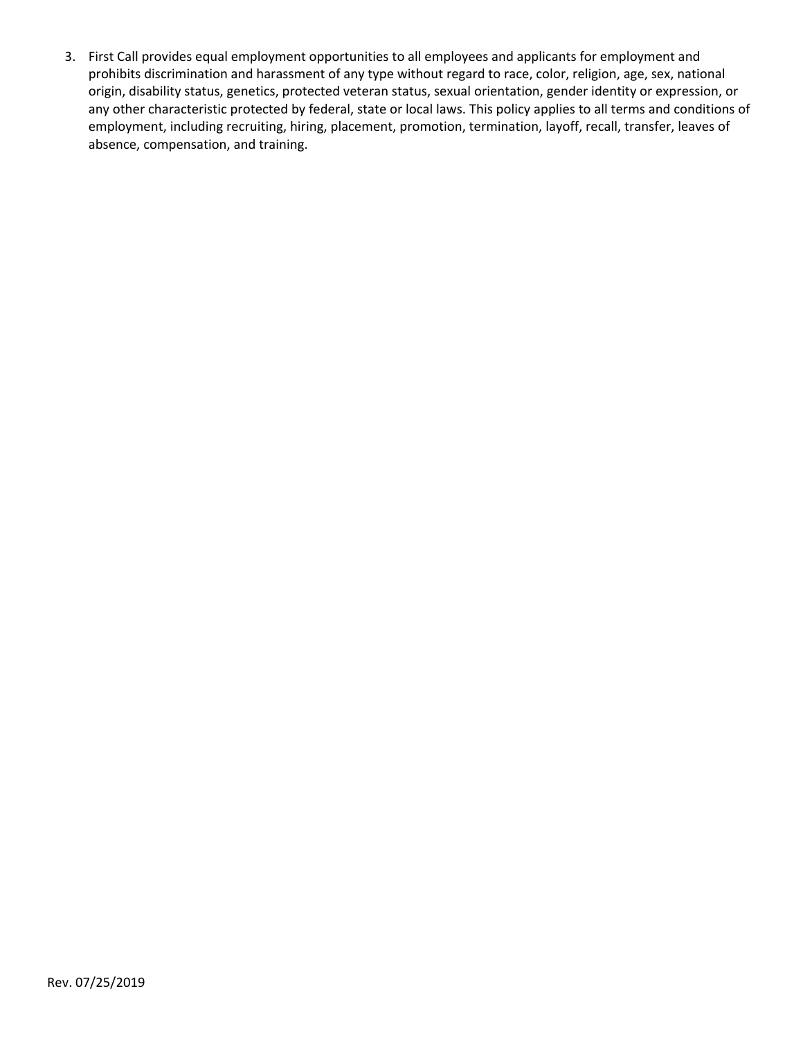3. First Call provides equal employment opportunities to all employees and applicants for employment and prohibits discrimination and harassment of any type without regard to race, color, religion, age, sex, national origin, disability status, genetics, protected veteran status, sexual orientation, gender identity or expression, or any other characteristic protected by federal, state or local laws. This policy applies to all terms and conditions of employment, including recruiting, hiring, placement, promotion, termination, layoff, recall, transfer, leaves of absence, compensation, and training.

Rev. 07/25/2019